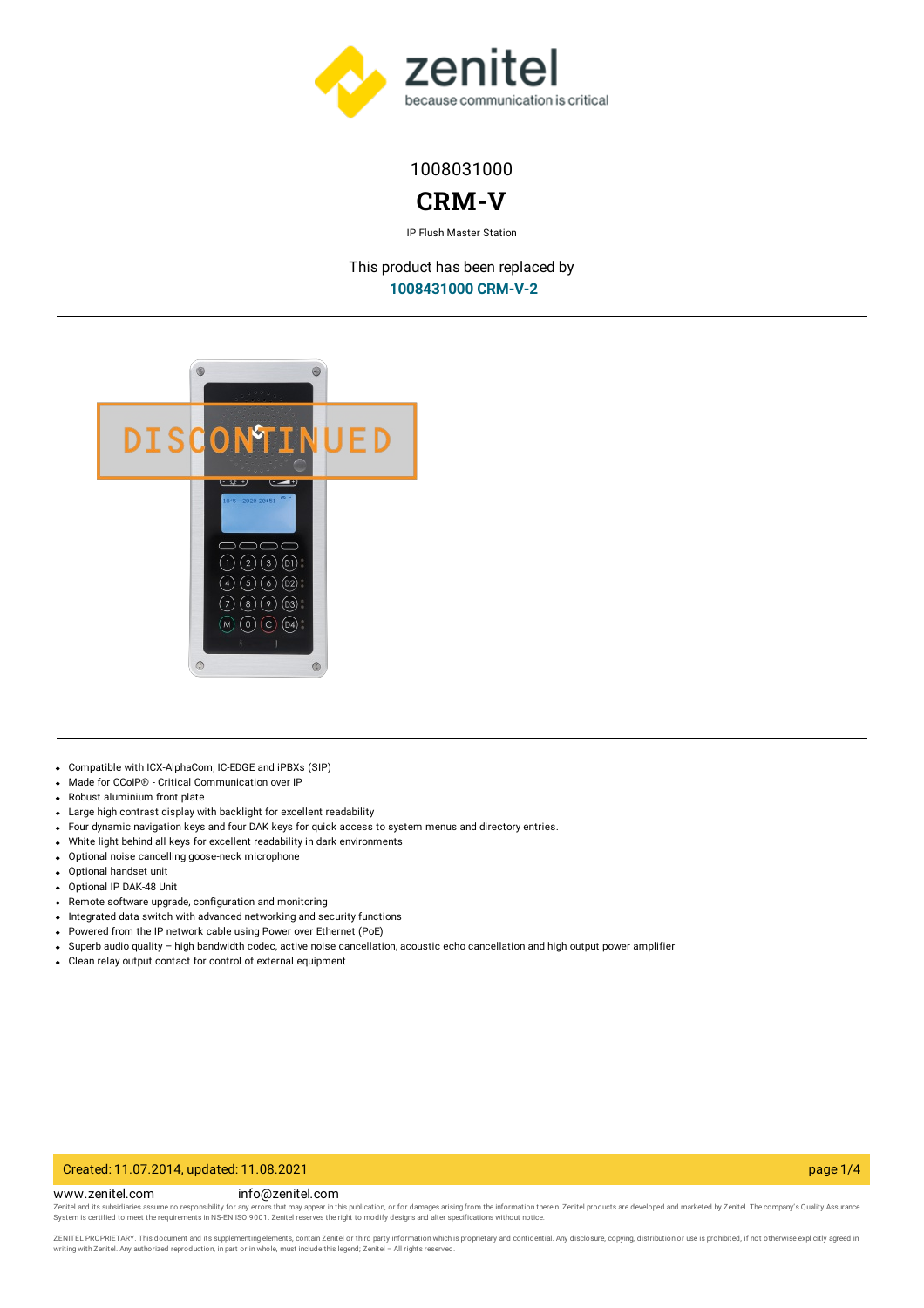1008031000

# CRM-V

IP Flush Master Station

This product has been replaced by
**1008431000 CRM-V-2**

- Compatible with ICX-AlphaCom, IC-EDGE and iPBXs (SIP)
- Made for CCoIP® - Critical Communication over IP
- Robust aluminium front plate
- Large high contrast display with backlight for excellent readability
- Four dynamic navigation keys and four DAK keys for quick access to system menus and directory entries.
- White light behind all keys for excellent readability in dark environments
- Optional noise cancelling goose-neck microphone
- Optional handset unit
- Optional IP DAK-48 Unit
- Remote software upgrade, configuration and monitoring
- Integrated data switch with advanced networking and security functions
- Powered from the IP network cable using Power over Ethernet (PoE)
- Superb audio quality – high bandwidth codec, active noise cancellation, acoustic echo cancellation and high output power amplifier
- Clean relay output contact for control of external equipment

Created: 11.07.2014, updated: 11.08.2021

www.zenitel.com info@zenitel.com

Zenitel and its subsidiaries assume no responsibility for any errors that may appear in this publication, or for damages arising from the information therein. Zenitel products are developed and marketed by Zenitel. The company's Quality Assurance System is certified to meet the requirements in NS-EN ISO 9001. Zenitel reserves the right to modify designs and alter specifications without notice.

ZENITEL PROPRIETARY. This document and its supplementing elements, contain Zenitel or third party information which is proprietary and confidential. Any disclosure, copying, distribution or use is prohibited, if not otherwise explicitly agreed in writing with Zenitel. Any authorized reproduction, in part or in whole, must include this legend; Zenitel – All rights reserved.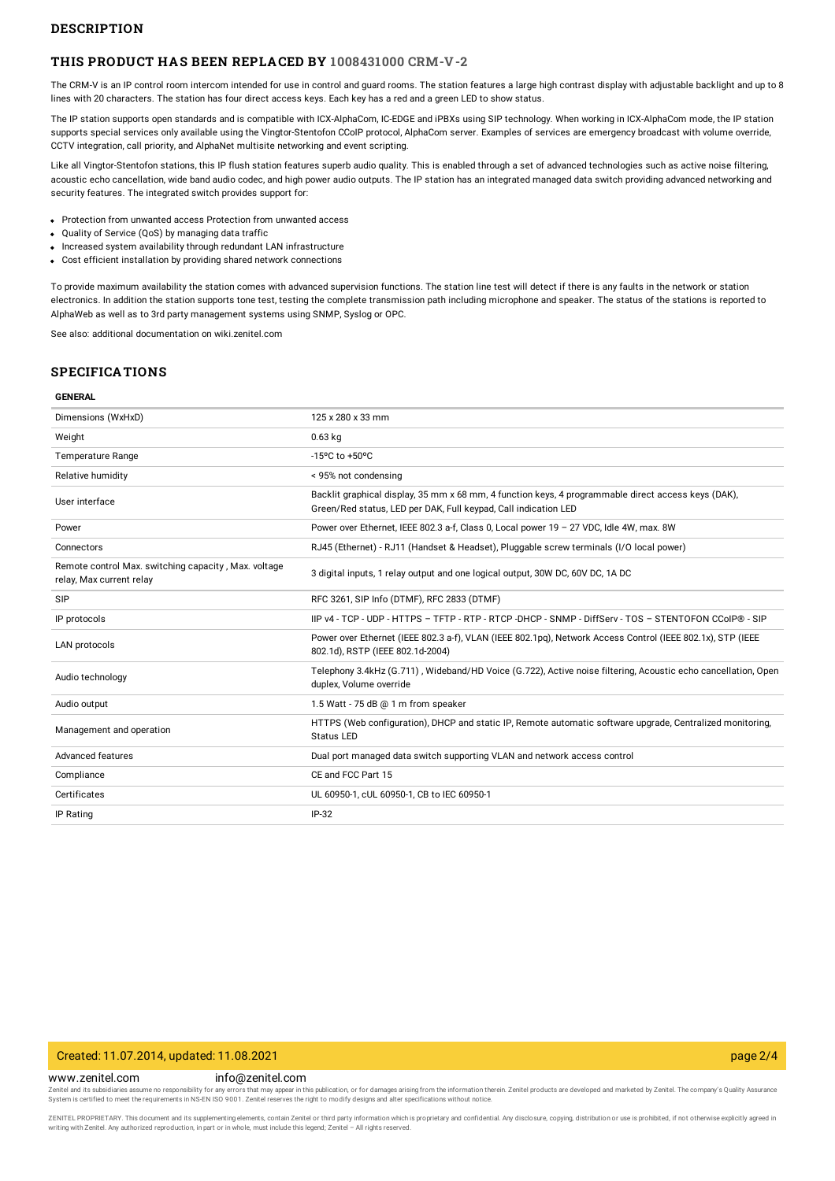## DESCRIPTION

### THIS PRODUCT HAS BEEN REPLACED BY 1008431000 CRM-V-2

The CRM-V is an IP control room intercom intended for use in control and guard rooms. The station features a large high contrast display with adjustable backlight and up to 8 lines with 20 characters. The station has four direct access keys. Each key has a red and a green LED to show status.

The IP station supports open standards and is compatible with ICX-AlphaCom, IC-EDGE and iPBXs using SIP technology. When working in ICX-AlphaCom mode, the IP station supports special services only available using the Vingtor-Stentofon CCoIP protocol, AlphaCom server. Examples of services are emergency broadcast with volume override, CCTV integration, call priority, and AlphaNet multisite networking and event scripting.

Like all Vingtor-Stentofon stations, this IP flush station features superb audio quality. This is enabled through a set of advanced technologies such as active noise filtering, acoustic echo cancellation, wide band audio codec, and high power audio outputs. The IP station has an integrated managed data switch providing advanced networking and security features. The integrated switch provides support for:

- Protection from unwanted access Protection from unwanted access
- Quality of Service (QoS) by managing data traffic
- Increased system availability through redundant LAN infrastructure
- Cost efficient installation by providing shared network connections

To provide maximum availability the station comes with advanced supervision functions. The station line test will detect if there is any faults in the network or station electronics. In addition the station supports tone test, testing the complete transmission path including microphone and speaker. The status of the stations is reported to AlphaWeb as well as to 3rd party management systems using SNMP, Syslog or OPC.

See also: additional documentation on wiki.zenitel.com

## SPECIFICATIONS

**GENERAL**

| | |
|---|---|
| Dimensions (WxHxD) | 125 x 280 x 33 mm |
| Weight | 0.63 kg |
| Temperature Range | -15ºC to +50ºC |
| Relative humidity | < 95% not condensing |
| User interface | Backlit graphical display, 35 mm x 68 mm, 4 function keys, 4 programmable direct access keys (DAK), Green/Red status, LED per DAK, Full keypad, Call indication LED |
| Power | Power over Ethernet, IEEE 802.3 a-f, Class 0, Local power 19 – 27 VDC, Idle 4W, max. 8W |
| Connectors | RJ45 (Ethernet) - RJ11 (Handset & Headset), Pluggable screw terminals (I/O local power) |
| Remote control Max. switching capacity , Max. voltage relay, Max current relay | 3 digital inputs, 1 relay output and one logical output, 30W DC, 60V DC, 1A DC |
| SIP | RFC 3261, SIP Info (DTMF), RFC 2833 (DTMF) |
| IP protocols | IIP v4 - TCP - UDP - HTTPS – TFTP - RTP - RTCP -DHCP - SNMP - DiffServ - TOS – STENTOFON CCoIP® - SIP |
| LAN protocols | Power over Ethernet (IEEE 802.3 a-f), VLAN (IEEE 802.1pq), Network Access Control (IEEE 802.1x), STP (IEEE 802.1d), RSTP (IEEE 802.1d-2004) |
| Audio technology | Telephony 3.4kHz (G.711) , Wideband/HD Voice (G.722), Active noise filtering, Acoustic echo cancellation, Open duplex, Volume override |
| Audio output | 1.5 Watt - 75 dB @ 1 m from speaker |
| Management and operation | HTTPS (Web configuration), DHCP and static IP, Remote automatic software upgrade, Centralized monitoring, Status LED |
| Advanced features | Dual port managed data switch supporting VLAN and network access control |
| Compliance | CE and FCC Part 15 |
| Certificates | UL 60950-1, cUL 60950-1, CB to IEC 60950-1 |
| IP Rating | IP-32 |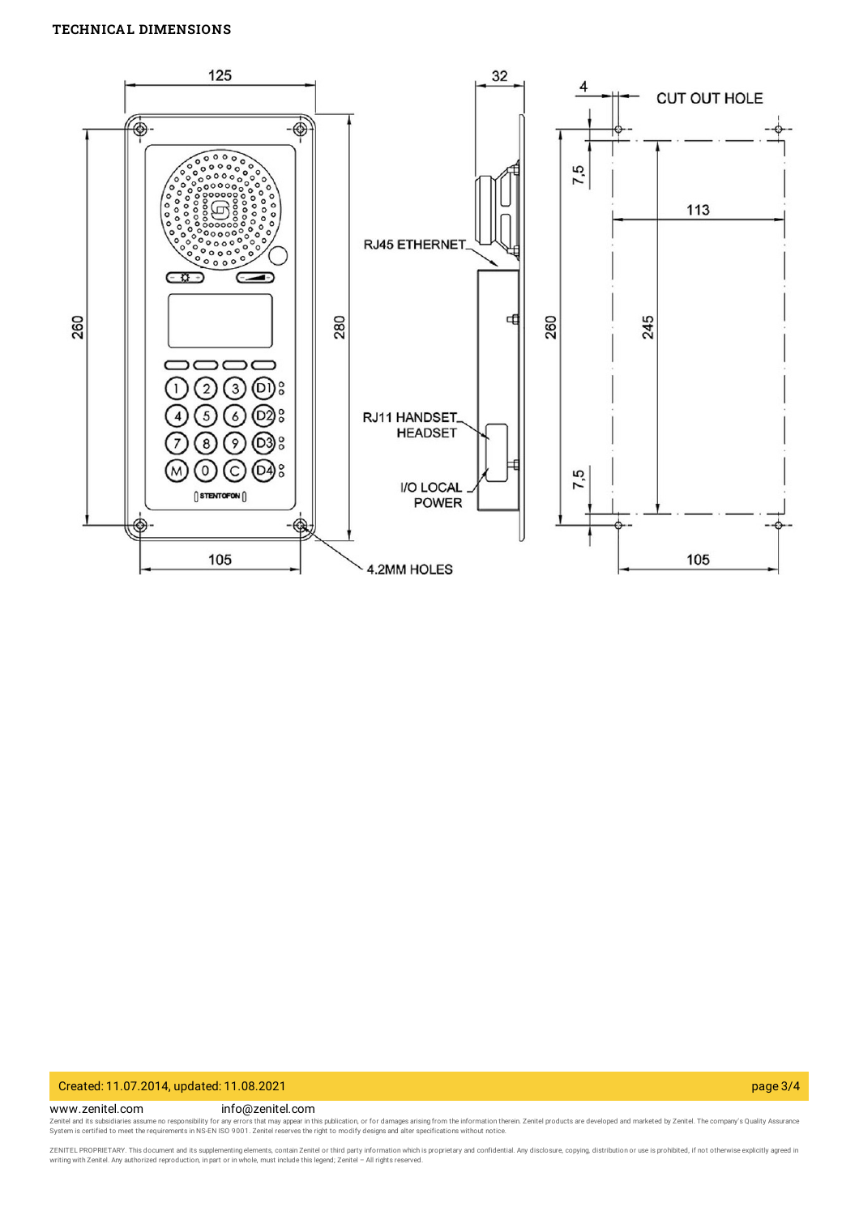**TECHNICAL DIMENSIONS**

125

32

4

CUT OUT HOLE

7,5

113

RJ45 ETHERNET

260

280

260

245

RJ11 HANDSET HEADSET

I/O LOCAL POWER

7,5

105

4.2MM HOLES

105

Created: 11.07.2014, updated: 11.08.2021

www.zenitel.com info@zenitel.com

Zenitel and its subsidiaries assume no responsibility for any errors that may appear in this publication, or for damages arising from the information therein. Zenitel products are developed and marketed by Zenitel. The company's Quality Assurance System is certified to meet the requirements in NS-EN ISO 9001. Zenitel reserves the right to modify designs and alter specifications without notice.

ZENITEL PROPRIETARY. This document and its supplementing elements, contain Zenitel or third party information which is proprietary and confidential. Any disclosure, copying, distribution or use is prohibited, if not otherwise explicitly agreed in writing with Zenitel. Any authorized reproduction, in part or in whole, must include this legend; Zenitel – All rights reserved.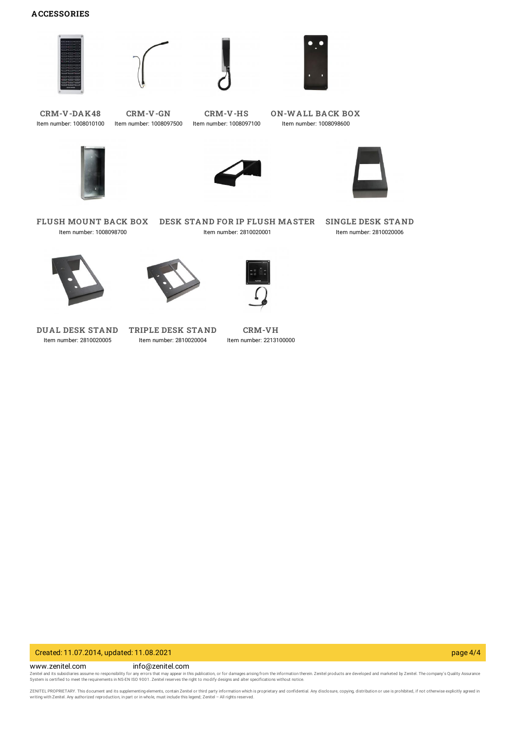## ACCESSORIES

**CRM-V-DAK48**
Item number: 1008010100

**CRM-V-GN**
Item number: 1008097500

**CRM-V-HS**
Item number: 1008097100

**ON-WALL BACK BOX**
Item number: 1008098600

**FLUSH MOUNT BACK BOX**
Item number: 1008098700

**DESK STAND FOR IP FLUSH MASTER**
Item number: 2810020001

**SINGLE DESK STAND**
Item number: 2810020006

**DUAL DESK STAND**
Item number: 2810020005

**TRIPLE DESK STAND**
Item number: 2810020004

**CRM-VH**
Item number: 2213100000

Created: 11.07.2014, updated: 11.08.2021

www.zenitel.com info@zenitel.com

Zenitel and its subsidiaries assume no responsibility for any errors that may appear in this publication, or for damages arising from the information therein. Zenitel products are developed and marketed by Zenitel. The company's Quality Assurance System is certified to meet the requirements in NS-EN ISO 9001. Zenitel reserves the right to modify designs and alter specifications without notice.

ZENITEL PROPRIETARY. This document and its supplementing elements, contain Zenitel or third party information which is proprietary and confidential. Any disclosure, copying, distribution or use is prohibited, if not otherwise explicitly agreed in writing with Zenitel. Any authorized reproduction, in part or in whole, must include this legend; Zenitel – All rights reserved.